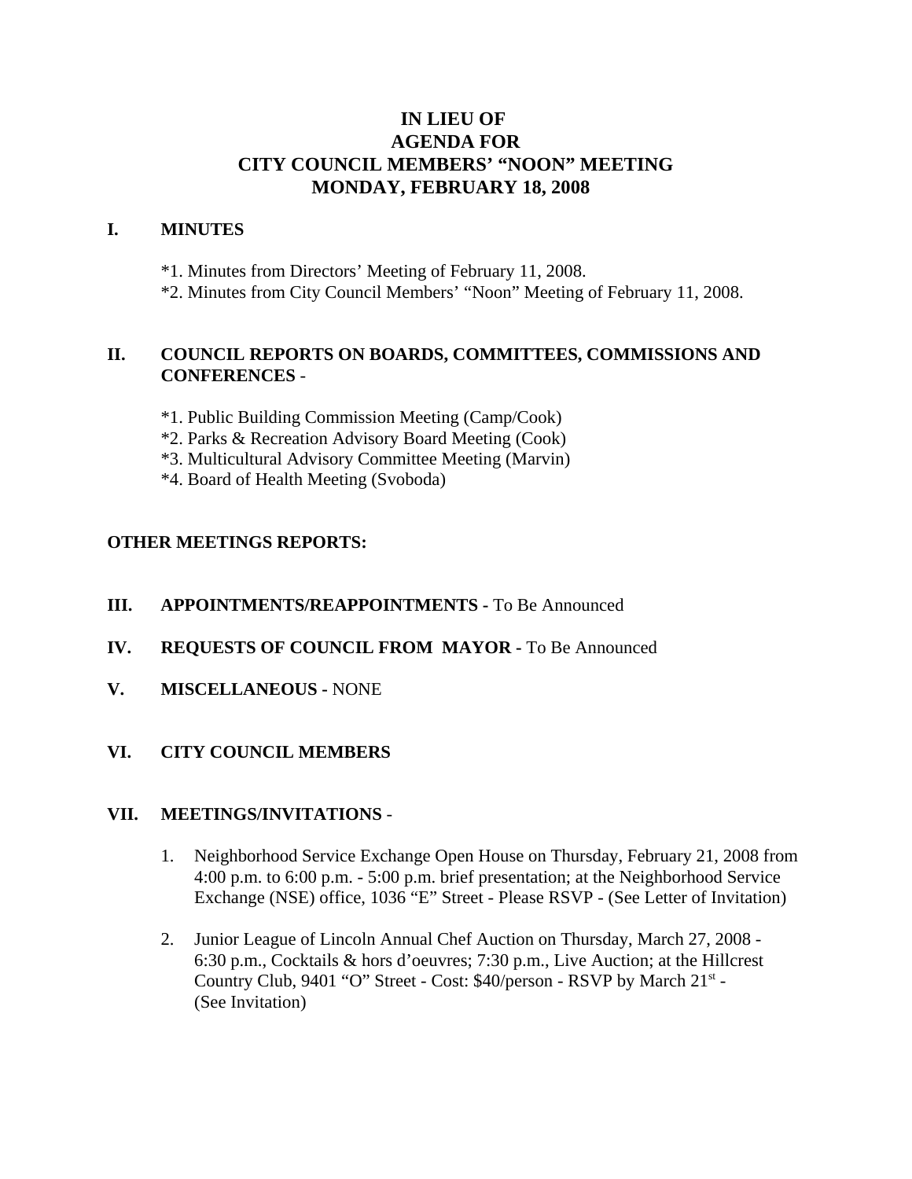# IN LIEU OF
# AGENDA FOR
# CITY COUNCIL MEMBERS' "NOON" MEETING
# MONDAY, FEBRUARY 18, 2008

## I. MINUTES

*1. Minutes from Directors' Meeting of February 11, 2008.
*2. Minutes from City Council Members' "Noon" Meeting of February 11, 2008.

## II. COUNCIL REPORTS ON BOARDS, COMMITTEES, COMMISSIONS AND CONFERENCES -

*1. Public Building Commission Meeting (Camp/Cook)
*2. Parks & Recreation Advisory Board Meeting (Cook)
*3. Multicultural Advisory Committee Meeting (Marvin)
*4. Board of Health Meeting (Svoboda)

**OTHER MEETINGS REPORTS:**

## III. APPOINTMENTS/REAPPOINTMENTS - To Be Announced

## IV. REQUESTS OF COUNCIL FROM MAYOR - To Be Announced

## V. MISCELLANEOUS - NONE

## VI. CITY COUNCIL MEMBERS

## VII. MEETINGS/INVITATIONS -

1. Neighborhood Service Exchange Open House on Thursday, February 21, 2008 from 4:00 p.m. to 6:00 p.m. - 5:00 p.m. brief presentation; at the Neighborhood Service Exchange (NSE) office, 1036 "E" Street - Please RSVP - (See Letter of Invitation)

2. Junior League of Lincoln Annual Chef Auction on Thursday, March 27, 2008 - 6:30 p.m., Cocktails & hors d'oeuvres; 7:30 p.m., Live Auction; at the Hillcrest Country Club, 9401 "O" Street - Cost: $40/person - RSVP by March 21st - (See Invitation)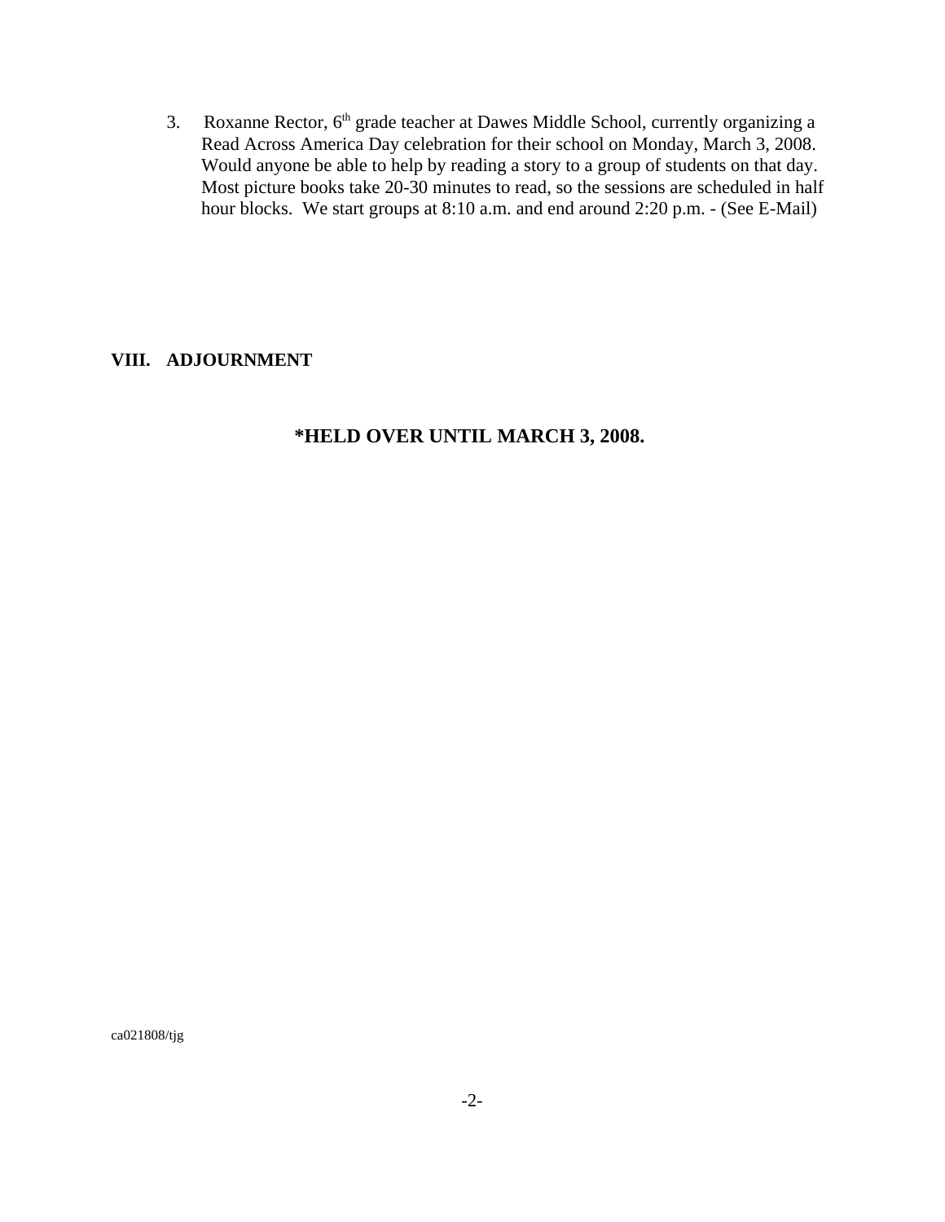3. Roxanne Rector, 6th grade teacher at Dawes Middle School, currently organizing a Read Across America Day celebration for their school on Monday, March 3, 2008. Would anyone be able to help by reading a story to a group of students on that day. Most picture books take 20-30 minutes to read, so the sessions are scheduled in half hour blocks. We start groups at 8:10 a.m. and end around 2:20 p.m. - (See E-Mail)

**VIII. ADJOURNMENT**

**\*HELD OVER UNTIL MARCH 3, 2008.**

ca021808/tjg